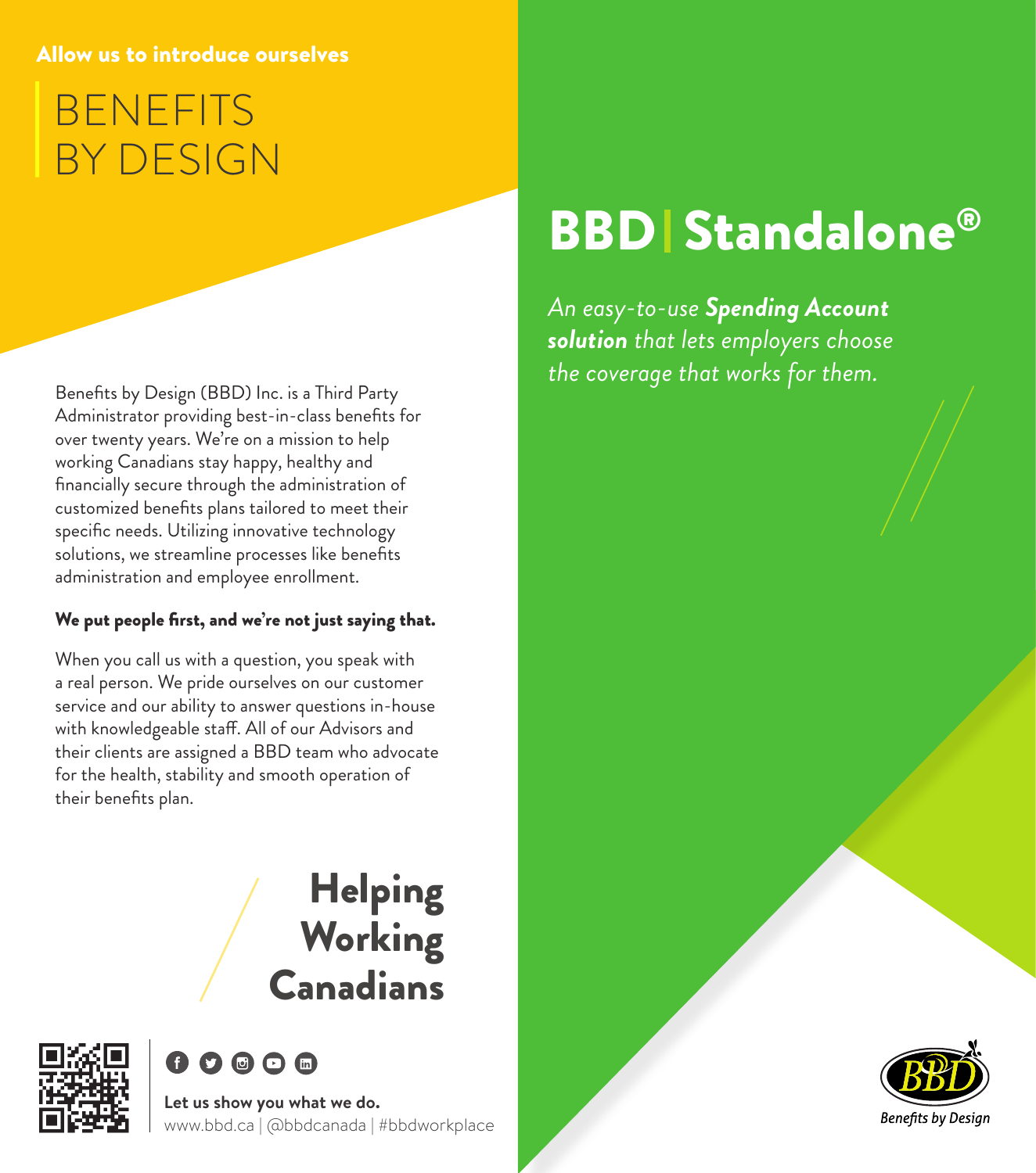Allow us to introduce ourselves

# BENEFITS BY DESIGN

Benefits by Design (BBD) Inc. is a Third Party Administrator providing best-in-class benefits for over twenty years. We're on a mission to help working Canadians stay happy, healthy and financially secure through the administration of customized benefits plans tailored to meet their specific needs. Utilizing innovative technology solutions, we streamline processes like benefits administration and employee enrollment.

**We put people first, and we're not just saying that.**

When you call us with a question, you speak with a real person. We pride ourselves on our customer service and our ability to answer questions in-house with knowledgeable staff. All of our Advisors and their clients are assigned a BBD team who advocate for the health, stability and smooth operation of their benefits plan.

## Helping Working Canadians

**Let us show you what we do.**
www.bbd.ca | @bbdcanada | #bbdworkplace

# BBD | Standalone®

*An easy-to-use* ***Spending Account solution*** *that lets employers choose the coverage that works for them.*

BBD
Benefits by Design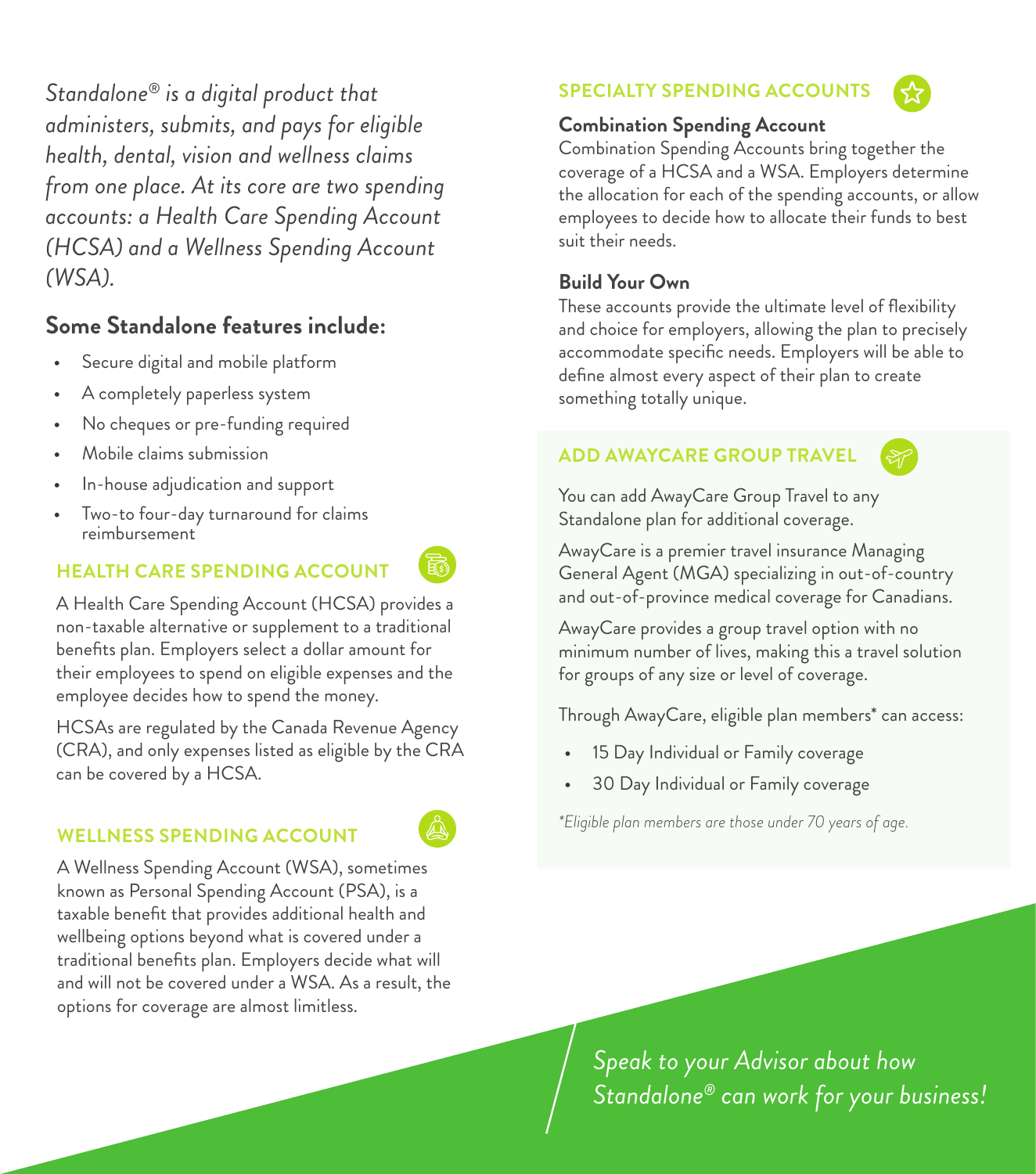*Standalone® is a digital product that administers, submits, and pays for eligible health, dental, vision and wellness claims from one place. At its core are two spending accounts: a Health Care Spending Account (HCSA) and a Wellness Spending Account (WSA).*

## Some Standalone features include:

- Secure digital and mobile platform
- A completely paperless system
- No cheques or pre-funding required
- Mobile claims submission
- In-house adjudication and support
- Two-to four-day turnaround for claims reimbursement

## HEALTH CARE SPENDING ACCOUNT

A Health Care Spending Account (HCSA) provides a non-taxable alternative or supplement to a traditional benefits plan. Employers select a dollar amount for their employees to spend on eligible expenses and the employee decides how to spend the money.

HCSAs are regulated by the Canada Revenue Agency (CRA), and only expenses listed as eligible by the CRA can be covered by a HCSA.

## WELLNESS SPENDING ACCOUNT

A Wellness Spending Account (WSA), sometimes known as Personal Spending Account (PSA), is a taxable benefit that provides additional health and wellbeing options beyond what is covered under a traditional benefits plan. Employers decide what will and will not be covered under a WSA. As a result, the options for coverage are almost limitless.

## SPECIALTY SPENDING ACCOUNTS

### Combination Spending Account

Combination Spending Accounts bring together the coverage of a HCSA and a WSA. Employers determine the allocation for each of the spending accounts, or allow employees to decide how to allocate their funds to best suit their needs.

### Build Your Own

These accounts provide the ultimate level of flexibility and choice for employers, allowing the plan to precisely accommodate specific needs. Employers will be able to define almost every aspect of their plan to create something totally unique.

## ADD AWAYCARE GROUP TRAVEL

You can add AwayCare Group Travel to any Standalone plan for additional coverage.

AwayCare is a premier travel insurance Managing General Agent (MGA) specializing in out-of-country and out-of-province medical coverage for Canadians.

AwayCare provides a group travel option with no minimum number of lives, making this a travel solution for groups of any size or level of coverage.

Through AwayCare, eligible plan members* can access:

- 15 Day Individual or Family coverage
- 30 Day Individual or Family coverage

*\*Eligible plan members are those under 70 years of age.*

*Speak to your Advisor about how Standalone® can work for your business!*